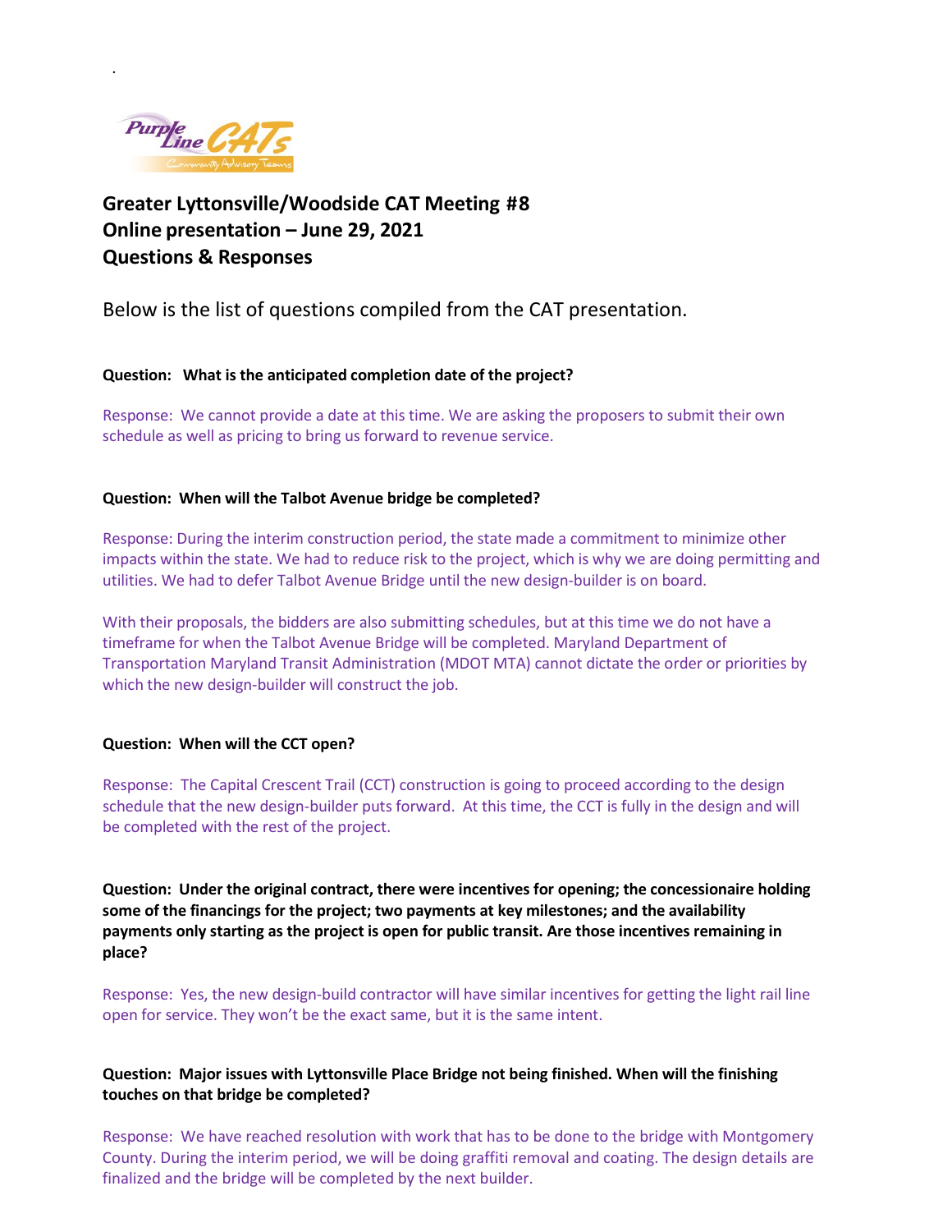# Greater Lyttonsville/Woodside CAT Meeting #8
## Online presentation – June 29, 2021
## Questions & Responses

Below is the list of questions compiled from the CAT presentation.

**Question: What is the anticipated completion date of the project?**

Response: We cannot provide a date at this time. We are asking the proposers to submit their own schedule as well as pricing to bring us forward to revenue service.

**Question: When will the Talbot Avenue bridge be completed?**

Response: During the interim construction period, the state made a commitment to minimize other impacts within the state. We had to reduce risk to the project, which is why we are doing permitting and utilities. We had to defer Talbot Avenue Bridge until the new design-builder is on board.

With their proposals, the bidders are also submitting schedules, but at this time we do not have a timeframe for when the Talbot Avenue Bridge will be completed. Maryland Department of Transportation Maryland Transit Administration (MDOT MTA) cannot dictate the order or priorities by which the new design-builder will construct the job.

**Question: When will the CCT open?**

Response: The Capital Crescent Trail (CCT) construction is going to proceed according to the design schedule that the new design-builder puts forward. At this time, the CCT is fully in the design and will be completed with the rest of the project.

**Question: Under the original contract, there were incentives for opening; the concessionaire holding some of the financings for the project; two payments at key milestones; and the availability payments only starting as the project is open for public transit. Are those incentives remaining in place?**

Response: Yes, the new design-build contractor will have similar incentives for getting the light rail line open for service. They won't be the exact same, but it is the same intent.

**Question: Major issues with Lyttonsville Place Bridge not being finished. When will the finishing touches on that bridge be completed?**

Response: We have reached resolution with work that has to be done to the bridge with Montgomery County. During the interim period, we will be doing graffiti removal and coating. The design details are finalized and the bridge will be completed by the next builder.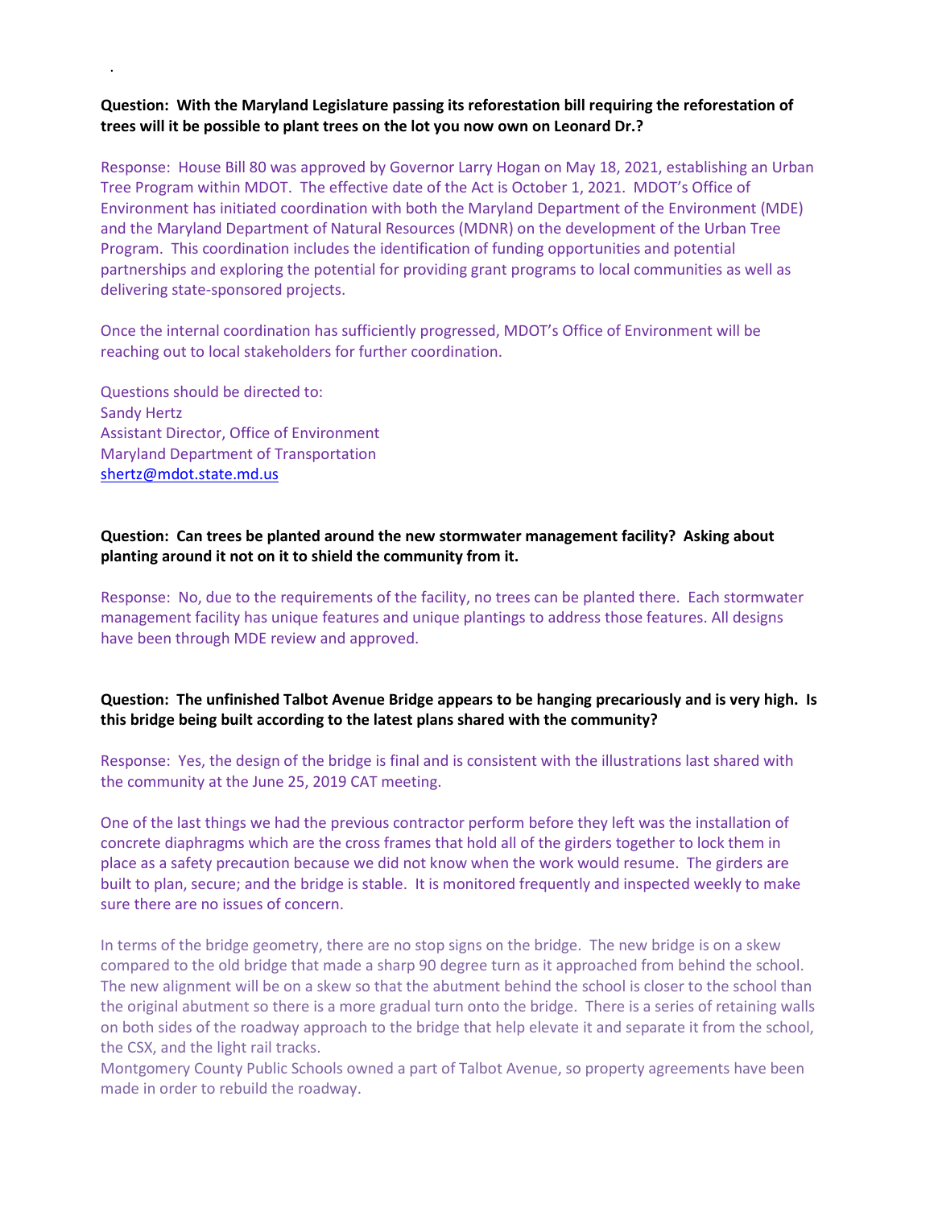.

**Question: With the Maryland Legislature passing its reforestation bill requiring the reforestation of trees will it be possible to plant trees on the lot you now own on Leonard Dr.?**

Response: House Bill 80 was approved by Governor Larry Hogan on May 18, 2021, establishing an Urban Tree Program within MDOT. The effective date of the Act is October 1, 2021. MDOT's Office of Environment has initiated coordination with both the Maryland Department of the Environment (MDE) and the Maryland Department of Natural Resources (MDNR) on the development of the Urban Tree Program. This coordination includes the identification of funding opportunities and potential partnerships and exploring the potential for providing grant programs to local communities as well as delivering state-sponsored projects.

Once the internal coordination has sufficiently progressed, MDOT's Office of Environment will be reaching out to local stakeholders for further coordination.

Questions should be directed to:
Sandy Hertz
Assistant Director, Office of Environment
Maryland Department of Transportation
shertz@mdot.state.md.us

**Question: Can trees be planted around the new stormwater management facility? Asking about planting around it not on it to shield the community from it.**

Response: No, due to the requirements of the facility, no trees can be planted there. Each stormwater management facility has unique features and unique plantings to address those features. All designs have been through MDE review and approved.

**Question: The unfinished Talbot Avenue Bridge appears to be hanging precariously and is very high. Is this bridge being built according to the latest plans shared with the community?**

Response: Yes, the design of the bridge is final and is consistent with the illustrations last shared with the community at the June 25, 2019 CAT meeting.

One of the last things we had the previous contractor perform before they left was the installation of concrete diaphragms which are the cross frames that hold all of the girders together to lock them in place as a safety precaution because we did not know when the work would resume. The girders are built to plan, secure; and the bridge is stable. It is monitored frequently and inspected weekly to make sure there are no issues of concern.

In terms of the bridge geometry, there are no stop signs on the bridge. The new bridge is on a skew compared to the old bridge that made a sharp 90 degree turn as it approached from behind the school. The new alignment will be on a skew so that the abutment behind the school is closer to the school than the original abutment so there is a more gradual turn onto the bridge. There is a series of retaining walls on both sides of the roadway approach to the bridge that help elevate it and separate it from the school, the CSX, and the light rail tracks.
Montgomery County Public Schools owned a part of Talbot Avenue, so property agreements have been made in order to rebuild the roadway.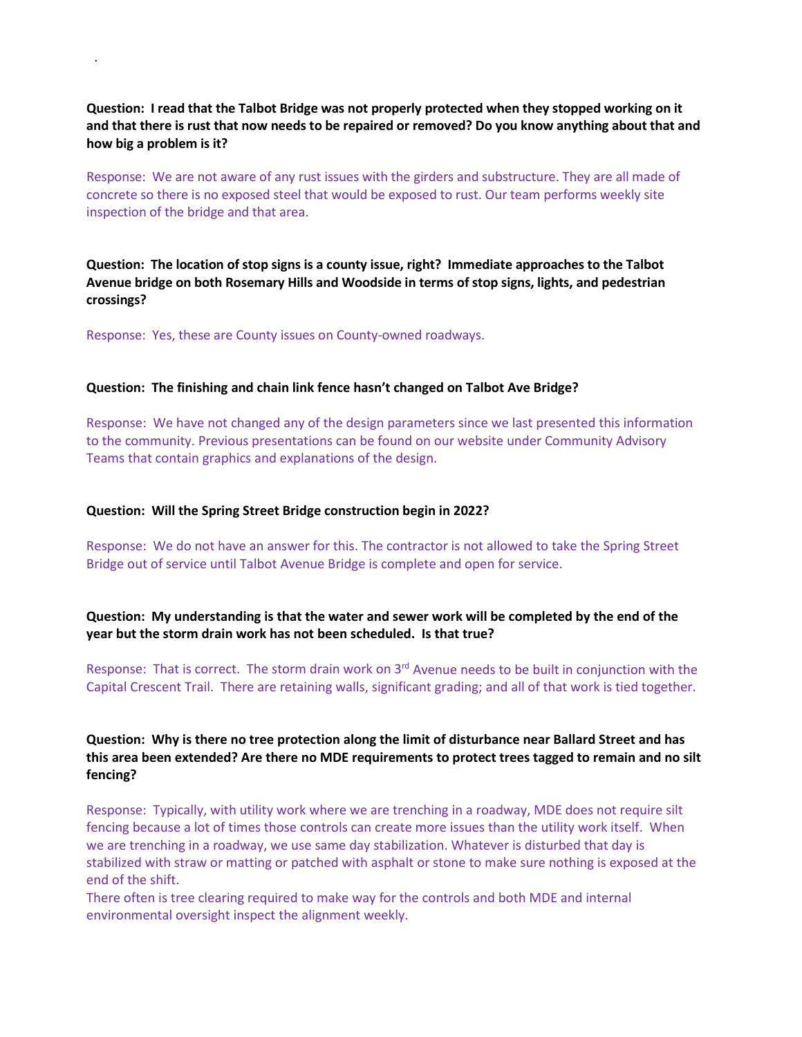**Question: I read that the Talbot Bridge was not properly protected when they stopped working on it and that there is rust that now needs to be repaired or removed? Do you know anything about that and how big a problem is it?**

Response: We are not aware of any rust issues with the girders and substructure. They are all made of concrete so there is no exposed steel that would be exposed to rust. Our team performs weekly site inspection of the bridge and that area.

**Question: The location of stop signs is a county issue, right? Immediate approaches to the Talbot Avenue bridge on both Rosemary Hills and Woodside in terms of stop signs, lights, and pedestrian crossings?**

Response: Yes, these are County issues on County-owned roadways.

**Question: The finishing and chain link fence hasn't changed on Talbot Ave Bridge?**

Response: We have not changed any of the design parameters since we last presented this information to the community. Previous presentations can be found on our website under Community Advisory Teams that contain graphics and explanations of the design.

**Question: Will the Spring Street Bridge construction begin in 2022?**

Response: We do not have an answer for this. The contractor is not allowed to take the Spring Street Bridge out of service until Talbot Avenue Bridge is complete and open for service.

**Question: My understanding is that the water and sewer work will be completed by the end of the year but the storm drain work has not been scheduled. Is that true?**

Response: That is correct. The storm drain work on 3rd Avenue needs to be built in conjunction with the Capital Crescent Trail. There are retaining walls, significant grading; and all of that work is tied together.

**Question: Why is there no tree protection along the limit of disturbance near Ballard Street and has this area been extended? Are there no MDE requirements to protect trees tagged to remain and no silt fencing?**

Response: Typically, with utility work where we are trenching in a roadway, MDE does not require silt fencing because a lot of times those controls can create more issues than the utility work itself. When we are trenching in a roadway, we use same day stabilization. Whatever is disturbed that day is stabilized with straw or matting or patched with asphalt or stone to make sure nothing is exposed at the end of the shift.

There often is tree clearing required to make way for the controls and both MDE and internal environmental oversight inspect the alignment weekly.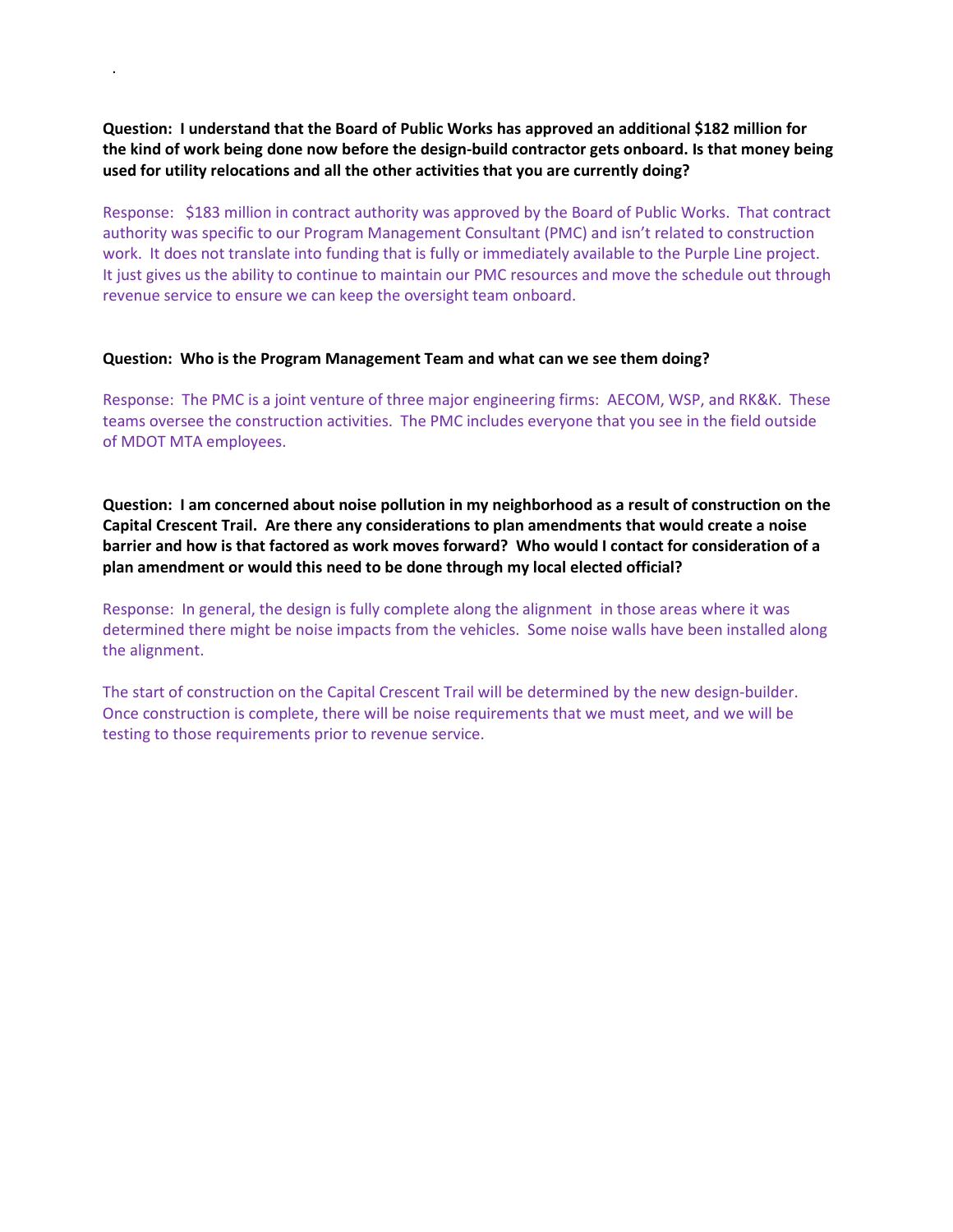.

**Question: I understand that the Board of Public Works has approved an additional $182 million for the kind of work being done now before the design-build contractor gets onboard. Is that money being used for utility relocations and all the other activities that you are currently doing?**

Response: $183 million in contract authority was approved by the Board of Public Works. That contract authority was specific to our Program Management Consultant (PMC) and isn't related to construction work. It does not translate into funding that is fully or immediately available to the Purple Line project. It just gives us the ability to continue to maintain our PMC resources and move the schedule out through revenue service to ensure we can keep the oversight team onboard.

**Question: Who is the Program Management Team and what can we see them doing?**

Response: The PMC is a joint venture of three major engineering firms: AECOM, WSP, and RK&K. These teams oversee the construction activities. The PMC includes everyone that you see in the field outside of MDOT MTA employees.

**Question: I am concerned about noise pollution in my neighborhood as a result of construction on the Capital Crescent Trail. Are there any considerations to plan amendments that would create a noise barrier and how is that factored as work moves forward? Who would I contact for consideration of a plan amendment or would this need to be done through my local elected official?**

Response: In general, the design is fully complete along the alignment in those areas where it was determined there might be noise impacts from the vehicles. Some noise walls have been installed along the alignment.

The start of construction on the Capital Crescent Trail will be determined by the new design-builder. Once construction is complete, there will be noise requirements that we must meet, and we will be testing to those requirements prior to revenue service.